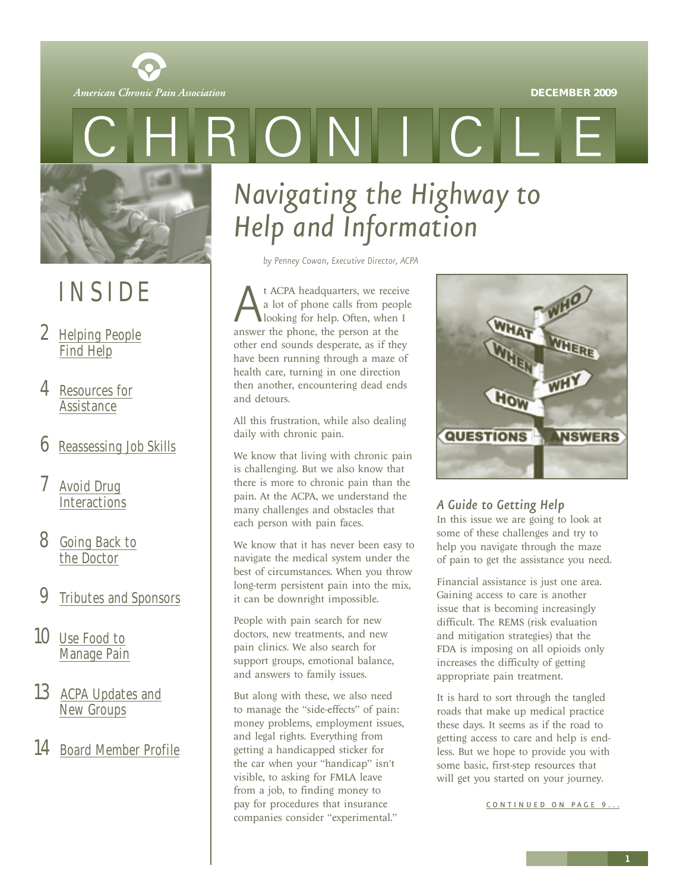American Chronic Pain Association

DECEMBER 2009

# CHRONICLE

## INSIDE

- 2 Helping People Find Help
- 4 Resources for Assistance
- 6 Reassessing Job Skills
- 7 Avoid Drug Interactions
- 8 Going Back to the Doctor
- 9 Tributes and Sponsors
- 10 Use Food to Manage Pain
- 13 ACPA Updates and New Groups
- 14 Board Member Profile

# *Navigating the Highway to Help and Information*

*by Penney Cowan, Executive Director, ACPA*

At ACPA headquarters, we receive a lot of phone calls from people looking for help. Often, when I answer the phone, the person at the other end sounds desperate, as if they have been running through a maze of health care, turning in one direction then another, encountering dead ends and detours.

All this frustration, while also dealing daily with chronic pain.

We know that living with chronic pain is challenging. But we also know that there is more to chronic pain than the pain. At the ACPA, we understand the many challenges and obstacles that each person with pain faces.

We know that it has never been easy to navigate the medical system under the best of circumstances. When you throw long-term persistent pain into the mix, it can be downright impossible.

People with pain search for new doctors, new treatments, and new pain clinics. We also search for support groups, emotional balance, and answers to family issues.

But along with these, we also need to manage the "side-effects" of pain: money problems, employment issues, and legal rights. Everything from getting a handicapped sticker for the car when your "handicap" isn't visible, to asking for FMLA leave from a job, to finding money to pay for procedures that insurance companies consider "experimental."

### *A Guide to Getting Help*

In this issue we are going to look at some of these challenges and try to help you navigate through the maze of pain to get the assistance you need.

Financial assistance is just one area. Gaining access to care is another issue that is becoming increasingly difficult. The REMS (risk evaluation and mitigation strategies) that the FDA is imposing on all opioids only increases the difficulty of getting appropriate pain treatment.

It is hard to sort through the tangled roads that make up medical practice these days. It seems as if the road to getting access to care and help is endless. But we hope to provide you with some basic, first-step resources that will get you started on your journey.

CONTINUED ON PAGE 9...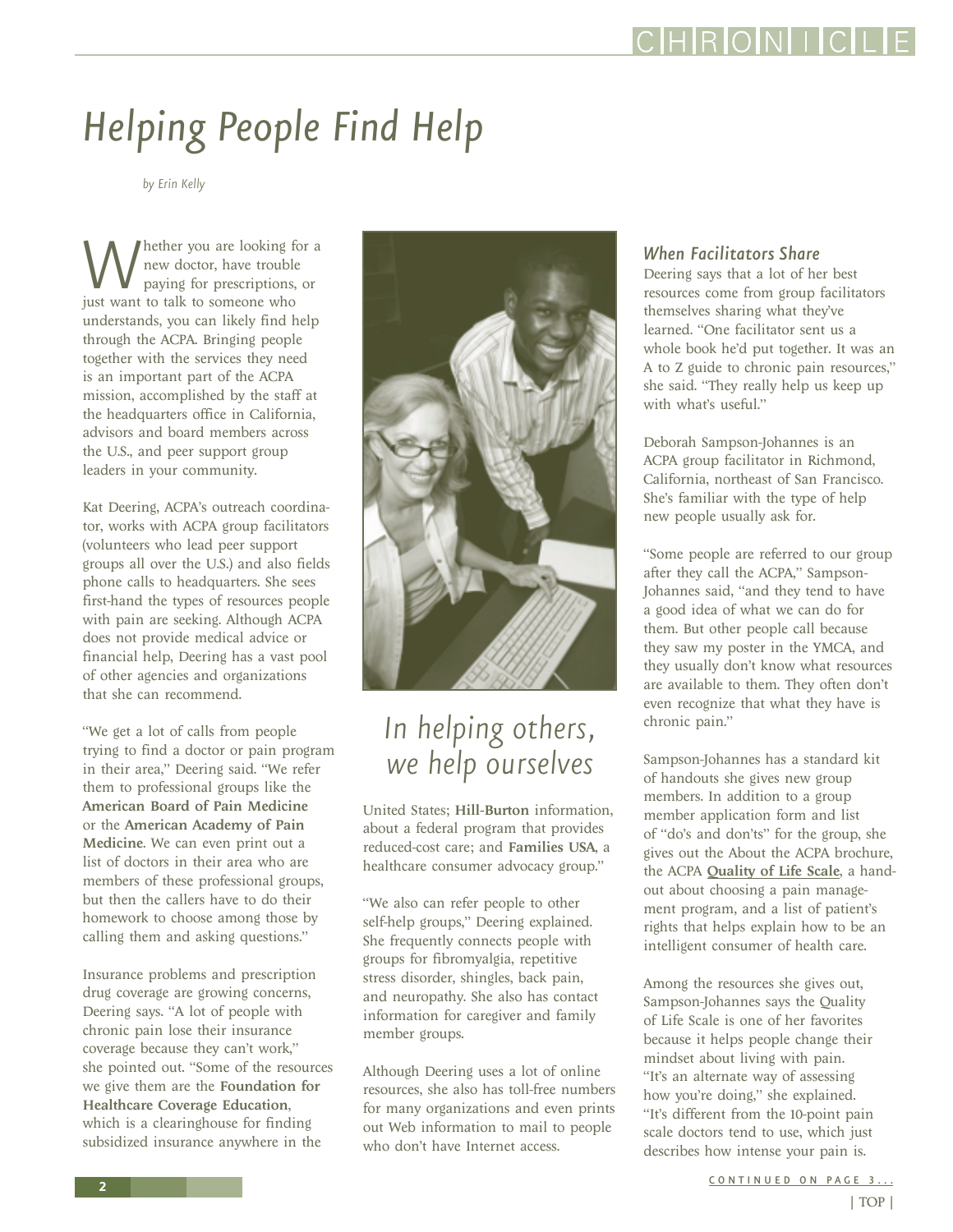# Helping People Find Help

*by Erin Kelly*

Whether you are looking for a new doctor, have trouble paying for prescriptions, or just want to talk to someone who understands, you can likely find help through the ACPA. Bringing people together with the services they need is an important part of the ACPA mission, accomplished by the staff at the headquarters office in California, advisors and board members across the U.S., and peer support group leaders in your community.

Kat Deering, ACPA's outreach coordinator, works with ACPA group facilitators (volunteers who lead peer support groups all over the U.S.) and also fields phone calls to headquarters. She sees first-hand the types of resources people with pain are seeking. Although ACPA does not provide medical advice or financial help, Deering has a vast pool of other agencies and organizations that she can recommend.

"We get a lot of calls from people trying to find a doctor or pain program in their area," Deering said. "We refer them to professional groups like the **American Board of Pain Medicine** or the **American Academy of Pain Medicine**. We can even print out a list of doctors in their area who are members of these professional groups, but then the callers have to do their homework to choose among those by calling them and asking questions."

Insurance problems and prescription drug coverage are growing concerns, Deering says. "A lot of people with chronic pain lose their insurance coverage because they can't work," she pointed out. "Some of the resources we give them are the **Foundation for Healthcare Coverage Education**, which is a clearinghouse for finding subsidized insurance anywhere in the United States; **Hill-Burton** information, about a federal program that provides reduced-cost care; and **Families USA**, a healthcare consumer advocacy group."

*In helping others, we help ourselves*

"We also can refer people to other self-help groups," Deering explained. She frequently connects people with groups for fibromyalgia, repetitive stress disorder, shingles, back pain, and neuropathy. She also has contact information for caregiver and family member groups.

Although Deering uses a lot of online resources, she also has toll-free numbers for many organizations and even prints out Web information to mail to people who don't have Internet access.

### *When Facilitators Share*

Deering says that a lot of her best resources come from group facilitators themselves sharing what they've learned. "One facilitator sent us a whole book he'd put together. It was an A to Z guide to chronic pain resources," she said. "They really help us keep up with what's useful."

Deborah Sampson-Johannes is an ACPA group facilitator in Richmond, California, northeast of San Francisco. She's familiar with the type of help new people usually ask for.

"Some people are referred to our group after they call the ACPA," Sampson-Johannes said, "and they tend to have a good idea of what we can do for them. But other people call because they saw my poster in the YMCA, and they usually don't know what resources are available to them. They often don't even recognize that what they have is chronic pain."

Sampson-Johannes has a standard kit of handouts she gives new group members. In addition to a group member application form and list of "do's and don'ts" for the group, she gives out the About the ACPA brochure, the ACPA **Quality of Life Scale**, a handout about choosing a pain management program, and a list of patient's rights that helps explain how to be an intelligent consumer of health care.

Among the resources she gives out, Sampson-Johannes says the Quality of Life Scale is one of her favorites because it helps people change their mindset about living with pain. "It's an alternate way of assessing how you're doing," she explained. "It's different from the 10-point pain scale doctors tend to use, which just describes how intense your pain is.

CONTINUED ON PAGE 3...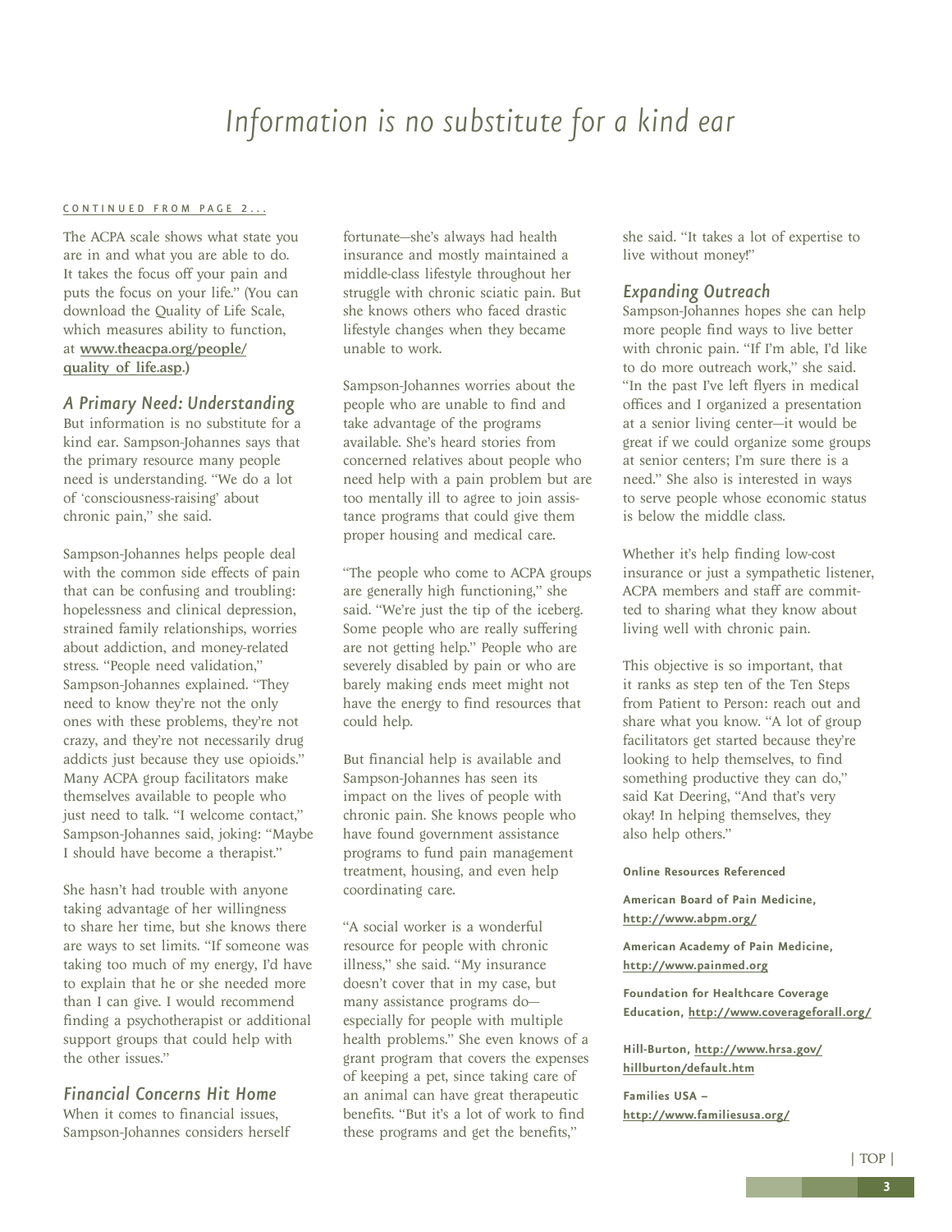# Information is no substitute for a kind ear

CONTINUED FROM PAGE 2...

The ACPA scale shows what state you are in and what you are able to do. It takes the focus off your pain and puts the focus on your life." (You can download the Quality of Life Scale, which measures ability to function, at **www.theacpa.org/people/quality_of_life.asp**.)

## A Primary Need: Understanding

But information is no substitute for a kind ear. Sampson-Johannes says that the primary resource many people need is understanding. "We do a lot of 'consciousness-raising' about chronic pain," she said.

Sampson-Johannes helps people deal with the common side effects of pain that can be confusing and troubling: hopelessness and clinical depression, strained family relationships, worries about addiction, and money-related stress. "People need validation," Sampson-Johannes explained. "They need to know they're not the only ones with these problems, they're not crazy, and they're not necessarily drug addicts just because they use opioids." Many ACPA group facilitators make themselves available to people who just need to talk. "I welcome contact," Sampson-Johannes said, joking: "Maybe I should have become a therapist."

She hasn't had trouble with anyone taking advantage of her willingness to share her time, but she knows there are ways to set limits. "If someone was taking too much of my energy, I'd have to explain that he or she needed more than I can give. I would recommend finding a psychotherapist or additional support groups that could help with the other issues."

## Financial Concerns Hit Home

When it comes to financial issues, Sampson-Johannes considers herself fortunate—she's always had health insurance and mostly maintained a middle-class lifestyle throughout her struggle with chronic sciatic pain. But she knows others who faced drastic lifestyle changes when they became unable to work.

Sampson-Johannes worries about the people who are unable to find and take advantage of the programs available. She's heard stories from concerned relatives about people who need help with a pain problem but are too mentally ill to agree to join assistance programs that could give them proper housing and medical care.

"The people who come to ACPA groups are generally high functioning," she said. "We're just the tip of the iceberg. Some people who are really suffering are not getting help." People who are severely disabled by pain or who are barely making ends meet might not have the energy to find resources that could help.

But financial help is available and Sampson-Johannes has seen its impact on the lives of people with chronic pain. She knows people who have found government assistance programs to fund pain management treatment, housing, and even help coordinating care.

"A social worker is a wonderful resource for people with chronic illness," she said. "My insurance doesn't cover that in my case, but many assistance programs do—especially for people with multiple health problems." She even knows of a grant program that covers the expenses of keeping a pet, since taking care of an animal can have great therapeutic benefits. "But it's a lot of work to find these programs and get the benefits," she said. "It takes a lot of expertise to live without money!"

## Expanding Outreach

Sampson-Johannes hopes she can help more people find ways to live better with chronic pain. "If I'm able, I'd like to do more outreach work," she said. "In the past I've left flyers in medical offices and I organized a presentation at a senior living center—it would be great if we could organize some groups at senior centers; I'm sure there is a need." She also is interested in ways to serve people whose economic status is below the middle class.

Whether it's help finding low-cost insurance or just a sympathetic listener, ACPA members and staff are committed to sharing what they know about living well with chronic pain.

This objective is so important, that it ranks as step ten of the Ten Steps from Patient to Person: reach out and share what you know. "A lot of group facilitators get started because they're looking to help themselves, to find something productive they can do," said Kat Deering, "And that's very okay! In helping themselves, they also help others."

**Online Resources Referenced**

**American Board of Pain Medicine, http://www.abpm.org/**

**American Academy of Pain Medicine, http://www.painmed.org**

**Foundation for Healthcare Coverage Education, http://www.coverageforall.org/**

**Hill-Burton, http://www.hrsa.gov/hillburton/default.htm**

**Families USA – http://www.familiesusa.org/**

| TOP |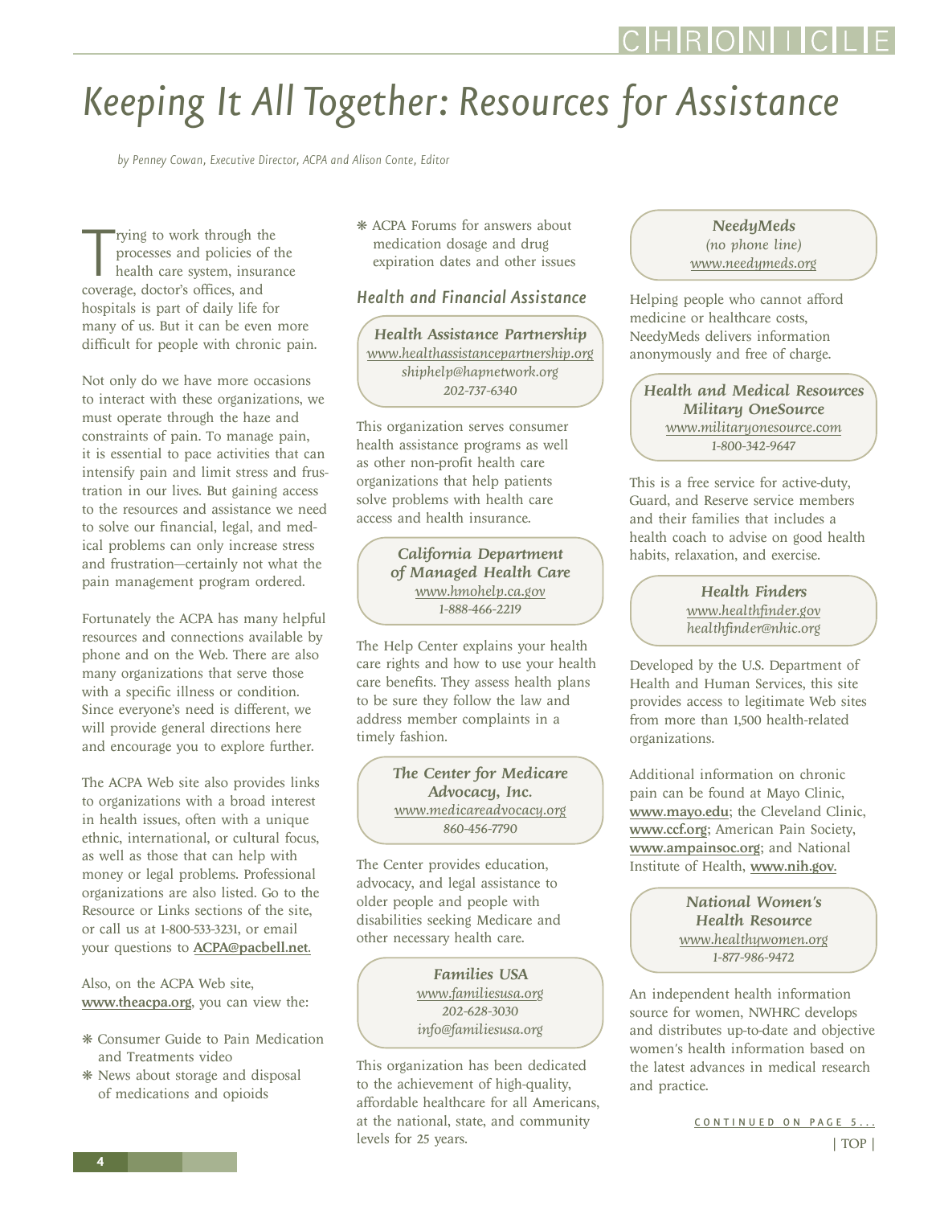# Keeping It All Together: Resources for Assistance

*by Penney Cowan, Executive Director, ACPA and Alison Conte, Editor*

Trying to work through the processes and policies of the health care system, insurance coverage, doctor's offices, and hospitals is part of daily life for many of us. But it can be even more difficult for people with chronic pain.

Not only do we have more occasions to interact with these organizations, we must operate through the haze and constraints of pain. To manage pain, it is essential to pace activities that can intensify pain and limit stress and frustration in our lives. But gaining access to the resources and assistance we need to solve our financial, legal, and medical problems can only increase stress and frustration—certainly not what the pain management program ordered.

Fortunately the ACPA has many helpful resources and connections available by phone and on the Web. There are also many organizations that serve those with a specific illness or condition. Since everyone's need is different, we will provide general directions here and encourage you to explore further.

The ACPA Web site also provides links to organizations with a broad interest in health issues, often with a unique ethnic, international, or cultural focus, as well as those that can help with money or legal problems. Professional organizations are also listed. Go to the Resource or Links sections of the site, or call us at 1-800-533-3231, or email your questions to **ACPA@pacbell.net**.

Also, on the ACPA Web site, **www.theacpa.org**, you can view the:

- Consumer Guide to Pain Medication and Treatments video
- News about storage and disposal of medications and opioids
- ACPA Forums for answers about medication dosage and drug expiration dates and other issues

## Health and Financial Assistance

***Health Assistance Partnership***
*www.healthassistancepartnership.org*
*shiphelp@hapnetwork.org*
*202-737-6340*

This organization serves consumer health assistance programs as well as other non-profit health care organizations that help patients solve problems with health care access and health insurance.

***California Department of Managed Health Care***
*www.hmohelp.ca.gov*
*1-888-466-2219*

The Help Center explains your health care rights and how to use your health care benefits. They assess health plans to be sure they follow the law and address member complaints in a timely fashion.

***The Center for Medicare Advocacy, Inc.***
*www.medicareadvocacy.org*
*860-456-7790*

The Center provides education, advocacy, and legal assistance to older people and people with disabilities seeking Medicare and other necessary health care.

***Families USA***
*www.familiesusa.org*
*202-628-3030*
*info@familiesusa.org*

This organization has been dedicated to the achievement of high-quality, affordable healthcare for all Americans, at the national, state, and community levels for 25 years.

***NeedyMeds***
*(no phone line)*
*www.needymeds.org*

Helping people who cannot afford medicine or healthcare costs, NeedyMeds delivers information anonymously and free of charge.

***Health and Medical Resources Military OneSource***
*www.militaryonesource.com*
*1-800-342-9647*

This is a free service for active-duty, Guard, and Reserve service members and their families that includes a health coach to advise on good health habits, relaxation, and exercise.

***Health Finders***
*www.healthfinder.gov*
*healthfinder@nhic.org*

Developed by the U.S. Department of Health and Human Services, this site provides access to legitimate Web sites from more than 1,500 health-related organizations.

Additional information on chronic pain can be found at Mayo Clinic, **www.mayo.edu**; the Cleveland Clinic, **www.ccf.org**; American Pain Society, **www.ampainsoc.org**; and National Institute of Health, **www.nih.gov**.

***National Women's Health Resource***
*www.healthywomen.org*
*1-877-986-9472*

An independent health information source for women, NWHRC develops and distributes up-to-date and objective women's health information based on the latest advances in medical research and practice.

CONTINUED ON PAGE 5...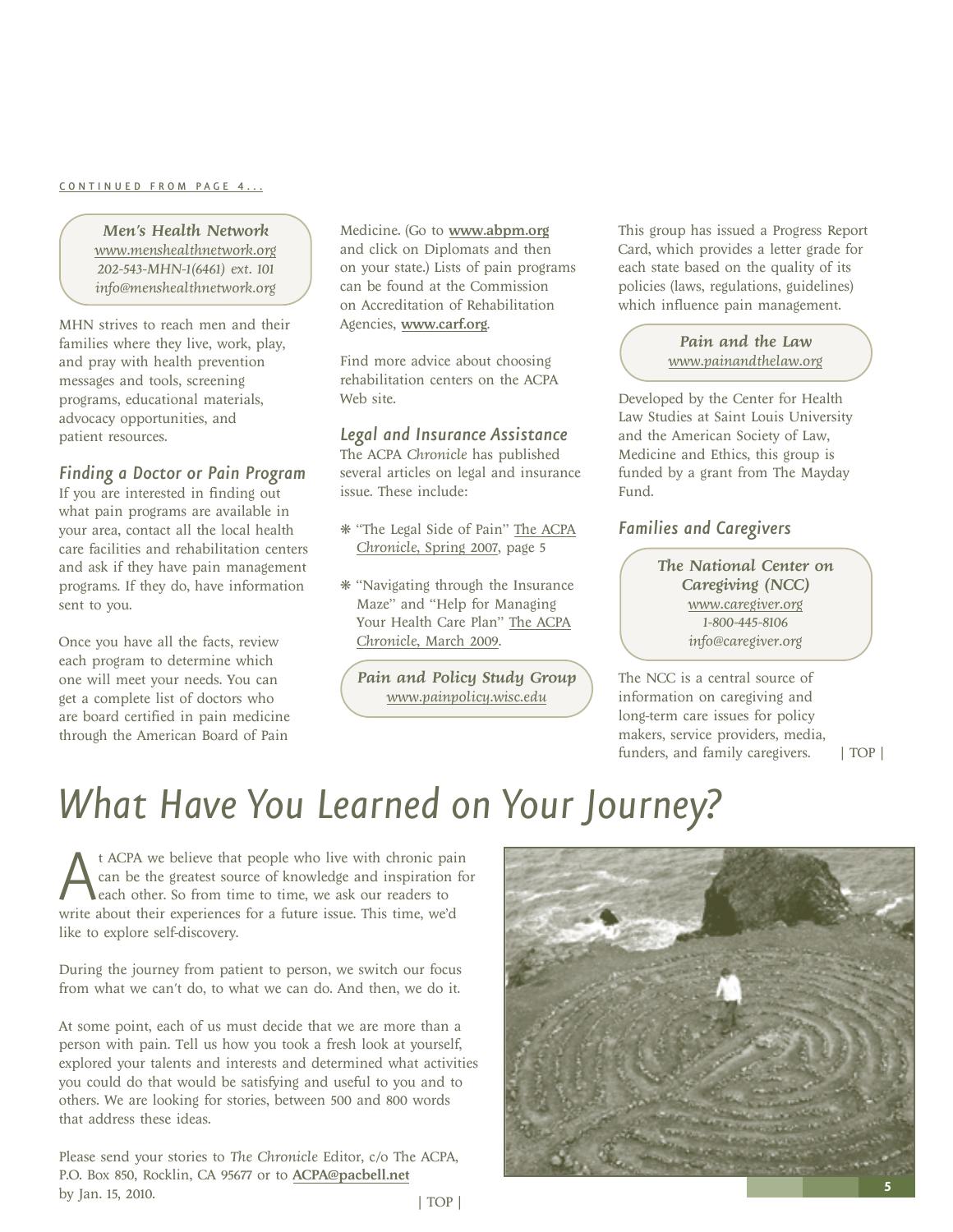CONTINUED FROM PAGE 4...

***Men's Health Network***
*www.menshealthnetwork.org*
*202-543-MHN-1(6461) ext. 101*
*info@menshealthnetwork.org*

MHN strives to reach men and their families where they live, work, play, and pray with health prevention messages and tools, screening programs, educational materials, advocacy opportunities, and patient resources.

### Finding a Doctor or Pain Program

If you are interested in finding out what pain programs are available in your area, contact all the local health care facilities and rehabilitation centers and ask if they have pain management programs. If they do, have information sent to you.

Once you have all the facts, review each program to determine which one will meet your needs. You can get a complete list of doctors who are board certified in pain medicine through the American Board of Pain Medicine. (Go to **www.abpm.org** and click on Diplomats and then on your state.) Lists of pain programs can be found at the Commission on Accreditation of Rehabilitation Agencies, **www.carf.org**.

Find more advice about choosing rehabilitation centers on the ACPA Web site.

### Legal and Insurance Assistance

The ACPA *Chronicle* has published several articles on legal and insurance issue. These include:

- "The Legal Side of Pain" The ACPA *Chronicle*, Spring 2007, page 5
- "Navigating through the Insurance Maze" and "Help for Managing Your Health Care Plan" The ACPA *Chronicle*, March 2009.

***Pain and Policy Study Group***
*www.painpolicy.wisc.edu*

This group has issued a Progress Report Card, which provides a letter grade for each state based on the quality of its policies (laws, regulations, guidelines) which influence pain management.

***Pain and the Law***
*www.painandthelaw.org*

Developed by the Center for Health Law Studies at Saint Louis University and the American Society of Law, Medicine and Ethics, this group is funded by a grant from The Mayday Fund.

### Families and Caregivers

***The National Center on Caregiving (NCC)***
*www.caregiver.org*
*1-800-445-8106*
*info@caregiver.org*

The NCC is a central source of information on caregiving and long-term care issues for policy makers, service providers, media, funders, and family caregivers.

| TOP |

# What Have You Learned on Your Journey?

At ACPA we believe that people who live with chronic pain can be the greatest source of knowledge and inspiration for each other. So from time to time, we ask our readers to write about their experiences for a future issue. This time, we'd like to explore self-discovery.

During the journey from patient to person, we switch our focus from what we can't do, to what we can do. And then, we do it.

At some point, each of us must decide that we are more than a person with pain. Tell us how you took a fresh look at yourself, explored your talents and interests and determined what activities you could do that would be satisfying and useful to you and to others. We are looking for stories, between 500 and 800 words that address these ideas.

Please send your stories to *The Chronicle* Editor, c/o The ACPA, P.O. Box 850, Rocklin, CA 95677 or to **ACPA@pacbell.net** by Jan. 15, 2010.

| TOP |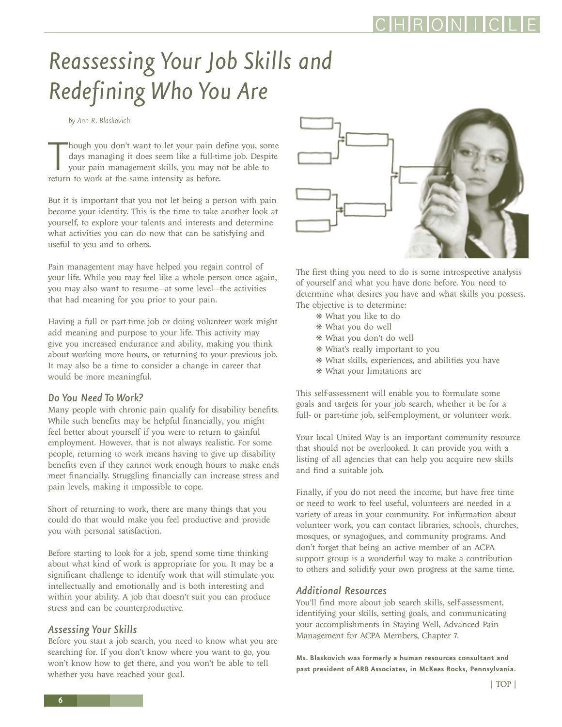# Reassessing Your Job Skills and Redefining Who You Are

*by Ann R. Blaskovich*

Though you don't want to let your pain define you, some days managing it does seem like a full-time job. Despite your pain management skills, you may not be able to return to work at the same intensity as before.

But it is important that you not let being a person with pain become your identity. This is the time to take another look at yourself, to explore your talents and interests and determine what activities you can do now that can be satisfying and useful to you and to others.

Pain management may have helped you regain control of your life. While you may feel like a whole person once again, you may also want to resume—at some level—the activities that had meaning for you prior to your pain.

Having a full or part-time job or doing volunteer work might add meaning and purpose to your life. This activity may give you increased endurance and ability, making you think about working more hours, or returning to your previous job. It may also be a time to consider a change in career that would be more meaningful.

## Do You Need To Work?

Many people with chronic pain qualify for disability benefits. While such benefits may be helpful financially, you might feel better about yourself if you were to return to gainful employment. However, that is not always realistic. For some people, returning to work means having to give up disability benefits even if they cannot work enough hours to make ends meet financially. Struggling financially can increase stress and pain levels, making it impossible to cope.

Short of returning to work, there are many things that you could do that would make you feel productive and provide you with personal satisfaction.

Before starting to look for a job, spend some time thinking about what kind of work is appropriate for you. It may be a significant challenge to identify work that will stimulate you intellectually and emotionally and is both interesting and within your ability. A job that doesn't suit you can produce stress and can be counterproductive.

## Assessing Your Skills

Before you start a job search, you need to know what you are searching for. If you don't know where you want to go, you won't know how to get there, and you won't be able to tell whether you have reached your goal.

The first thing you need to do is some introspective analysis of yourself and what you have done before. You need to determine what desires you have and what skills you possess. The objective is to determine:

- What you like to do
- What you do well
- What you don't do well
- What's really important to you
- What skills, experiences, and abilities you have
- What your limitations are

This self-assessment will enable you to formulate some goals and targets for your job search, whether it be for a full- or part-time job, self-employment, or volunteer work.

Your local United Way is an important community resource that should not be overlooked. It can provide you with a listing of all agencies that can help you acquire new skills and find a suitable job.

Finally, if you do not need the income, but have free time or need to work to feel useful, volunteers are needed in a variety of areas in your community. For information about volunteer work, you can contact libraries, schools, churches, mosques, or synagogues, and community programs. And don't forget that being an active member of an ACPA support group is a wonderful way to make a contribution to others and solidify your own progress at the same time.

## Additional Resources

You'll find more about job search skills, self-assessment, identifying your skills, setting goals, and communicating your accomplishments in Staying Well, Advanced Pain Management for ACPA Members, Chapter 7.

**Ms. Blaskovich was formerly a human resources consultant and past president of ARB Associates, in McKees Rocks, Pennsylvania.**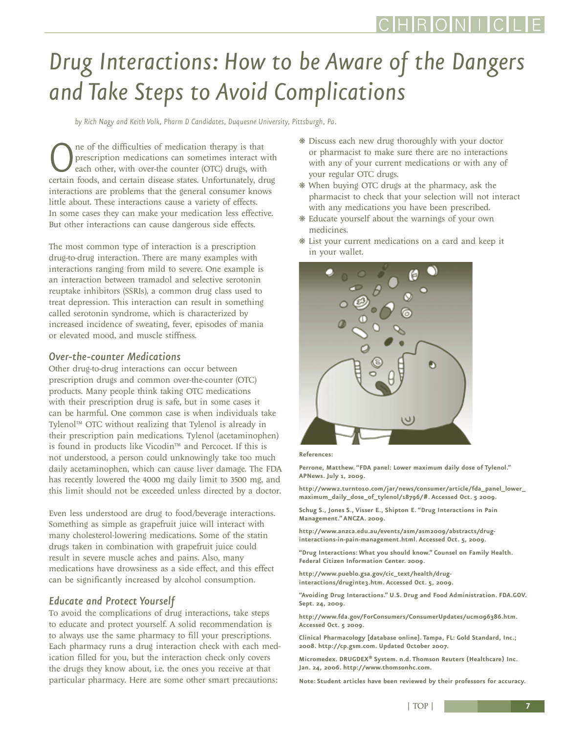# Drug Interactions: How to be Aware of the Dangers and Take Steps to Avoid Complications

*by Rich Nagy and Keith Volk, Pharm D Candidates, Duquesne University, Pittsburgh, Pa.*

One of the difficulties of medication therapy is that prescription medications can sometimes interact with each other, with over-the counter (OTC) drugs, with certain foods, and certain disease states. Unfortunately, drug interactions are problems that the general consumer knows little about. These interactions cause a variety of effects. In some cases they can make your medication less effective. But other interactions can cause dangerous side effects.

The most common type of interaction is a prescription drug-to-drug interaction. There are many examples with interactions ranging from mild to severe. One example is an interaction between tramadol and selective serotonin reuptake inhibitors (SSRIs), a common drug class used to treat depression. This interaction can result in something called serotonin syndrome, which is characterized by increased incidence of sweating, fever, episodes of mania or elevated mood, and muscle stiffness.

## Over-the-counter Medications

Other drug-to-drug interactions can occur between prescription drugs and common over-the-counter (OTC) products. Many people think taking OTC medications with their prescription drug is safe, but in some cases it can be harmful. One common case is when individuals take Tylenol™ OTC without realizing that Tylenol is already in their prescription pain medications. Tylenol (acetaminophen) is found in products like Vicodin™ and Percocet. If this is not understood, a person could unknowingly take too much daily acetaminophen, which can cause liver damage. The FDA has recently lowered the 4000 mg daily limit to 3500 mg, and this limit should not be exceeded unless directed by a doctor.

Even less understood are drug to food/beverage interactions. Something as simple as grapefruit juice will interact with many cholesterol-lowering medications. Some of the statin drugs taken in combination with grapefruit juice could result in severe muscle aches and pains. Also, many medications have drowsiness as a side effect, and this effect can be significantly increased by alcohol consumption.

## Educate and Protect Yourself

To avoid the complications of drug interactions, take steps to educate and protect yourself. A solid recommendation is to always use the same pharmacy to fill your prescriptions. Each pharmacy runs a drug interaction check with each medication filled for you, but the interaction check only covers the drugs they know about, i.e. the ones you receive at that particular pharmacy. Here are some other smart precautions:

- Discuss each new drug thoroughly with your doctor or pharmacist to make sure there are no interactions with any of your current medications or with any of your regular OTC drugs.
- When buying OTC drugs at the pharmacy, ask the pharmacist to check that your selection will not interact with any medications you have been prescribed.
- Educate yourself about the warnings of your own medicines.
- List your current medications on a card and keep it in your wallet.

**References:**

**Perrone, Matthew. "FDA panel: Lower maximum daily dose of Tylenol." APNews. July 1, 2009.**

**http://www2.turnto10.com/jar/news/consumer/article/fda_panel_lower_maximum_daily_dose_of_tylenol/18796/#. Accessed Oct. 5 2009.**

**Schug S., Jones S., Visser E., Shipton E. "Drug Interactions in Pain Management." ANCZA. 2009.**

**http://www.anzca.edu.au/events/asm/asm2009/abstracts/drug-interactions-in-pain-management.html. Accessed Oct. 5, 2009.**

**"Drug Interactions: What you should know." Counsel on Family Health. Federal Citizen Information Center. 2009.**

**http://www.pueblo.gsa.gov/cic_text/health/drug-interactions/druginte3.htm. Accessed Oct. 5, 2009.**

**"Avoiding Drug Interactions." U.S. Drug and Food Administration. FDA.GOV. Sept. 24, 2009.**

**http://www.fda.gov/ForConsumers/ConsumerUpdates/ucm096386.htm. Accessed Oct. 5 2009.**

**Clinical Pharmacology [database online]. Tampa, FL: Gold Standard, Inc.; 2008. http://cp.gsm.com. Updated October 2007.**

**Micromedex. DRUGDEX® System. n.d. Thomson Reuters (Healthcare) Inc. Jan. 24, 2006. http://www.thomsonhc.com.**

**Note: Student articles have been reviewed by their professors for accuracy.**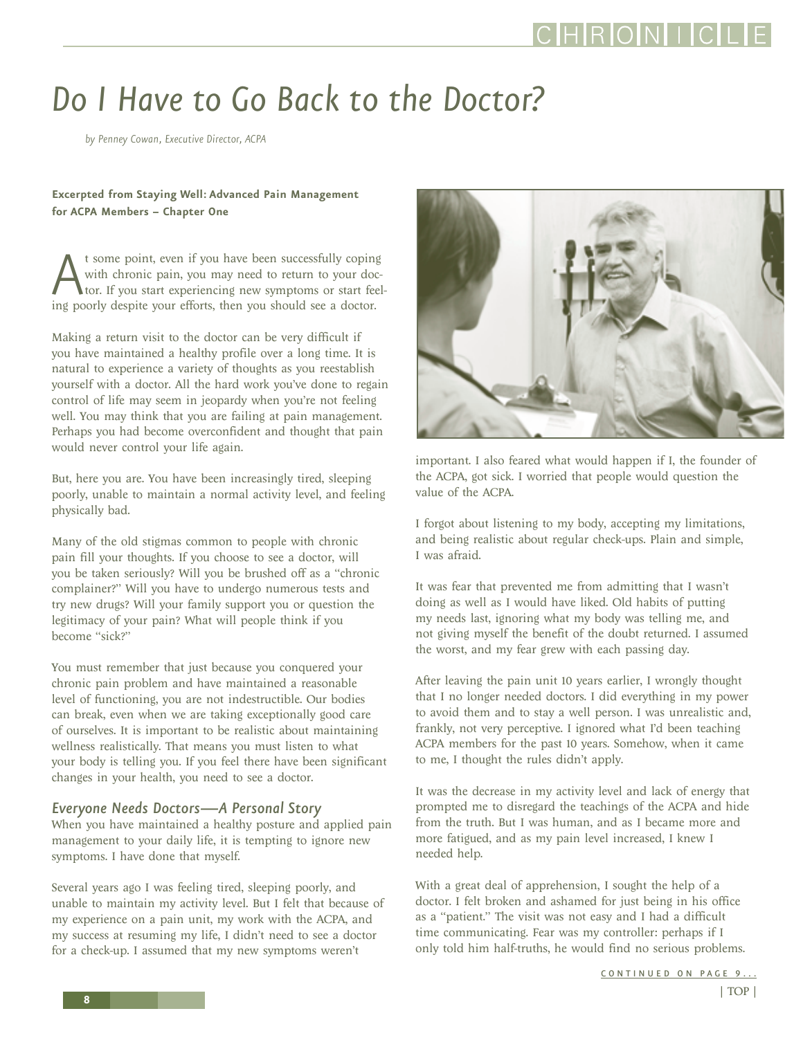# Do I Have to Go Back to the Doctor?

*by Penney Cowan, Executive Director, ACPA*

**Excerpted from Staying Well: Advanced Pain Management for ACPA Members – Chapter One**

At some point, even if you have been successfully coping with chronic pain, you may need to return to your doctor. If you start experiencing new symptoms or start feeling poorly despite your efforts, then you should see a doctor.

Making a return visit to the doctor can be very difficult if you have maintained a healthy profile over a long time. It is natural to experience a variety of thoughts as you reestablish yourself with a doctor. All the hard work you've done to regain control of life may seem in jeopardy when you're not feeling well. You may think that you are failing at pain management. Perhaps you had become overconfident and thought that pain would never control your life again.

But, here you are. You have been increasingly tired, sleeping poorly, unable to maintain a normal activity level, and feeling physically bad.

Many of the old stigmas common to people with chronic pain fill your thoughts. If you choose to see a doctor, will you be taken seriously? Will you be brushed off as a "chronic complainer?" Will you have to undergo numerous tests and try new drugs? Will your family support you or question the legitimacy of your pain? What will people think if you become "sick?"

You must remember that just because you conquered your chronic pain problem and have maintained a reasonable level of functioning, you are not indestructible. Our bodies can break, even when we are taking exceptionally good care of ourselves. It is important to be realistic about maintaining wellness realistically. That means you must listen to what your body is telling you. If you feel there have been significant changes in your health, you need to see a doctor.

## *Everyone Needs Doctors—A Personal Story*

When you have maintained a healthy posture and applied pain management to your daily life, it is tempting to ignore new symptoms. I have done that myself.

Several years ago I was feeling tired, sleeping poorly, and unable to maintain my activity level. But I felt that because of my experience on a pain unit, my work with the ACPA, and my success at resuming my life, I didn't need to see a doctor for a check-up. I assumed that my new symptoms weren't important. I also feared what would happen if I, the founder of the ACPA, got sick. I worried that people would question the value of the ACPA.

I forgot about listening to my body, accepting my limitations, and being realistic about regular check-ups. Plain and simple, I was afraid.

It was fear that prevented me from admitting that I wasn't doing as well as I would have liked. Old habits of putting my needs last, ignoring what my body was telling me, and not giving myself the benefit of the doubt returned. I assumed the worst, and my fear grew with each passing day.

After leaving the pain unit 10 years earlier, I wrongly thought that I no longer needed doctors. I did everything in my power to avoid them and to stay a well person. I was unrealistic and, frankly, not very perceptive. I ignored what I'd been teaching ACPA members for the past 10 years. Somehow, when it came to me, I thought the rules didn't apply.

It was the decrease in my activity level and lack of energy that prompted me to disregard the teachings of the ACPA and hide from the truth. But I was human, and as I became more and more fatigued, and as my pain level increased, I knew I needed help.

With a great deal of apprehension, I sought the help of a doctor. I felt broken and ashamed for just being in his office as a "patient." The visit was not easy and I had a difficult time communicating. Fear was my controller: perhaps if I only told him half-truths, he would find no serious problems.

CONTINUED ON PAGE 9...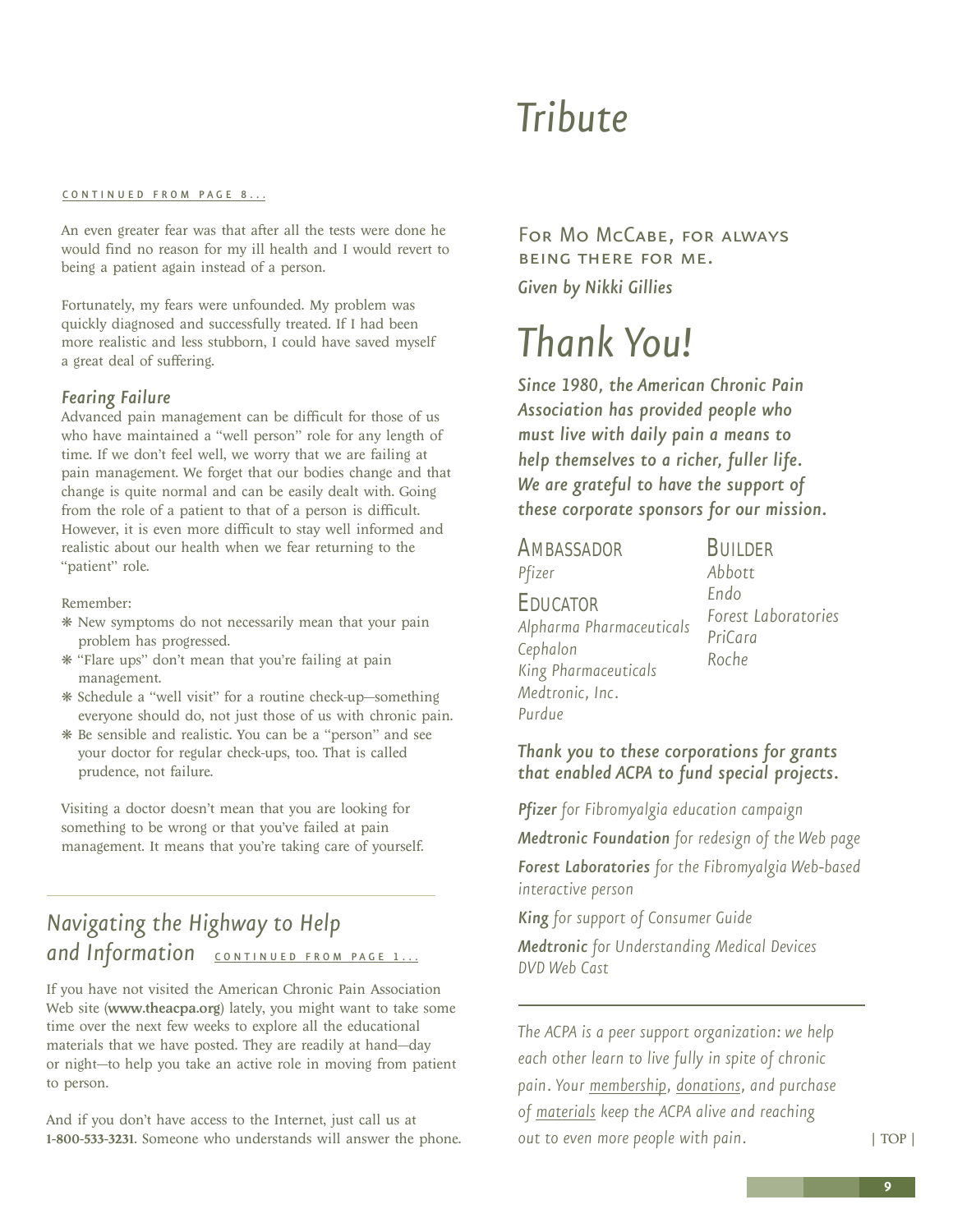CONTINUED FROM PAGE 8...

An even greater fear was that after all the tests were done he would find no reason for my ill health and I would revert to being a patient again instead of a person.

Fortunately, my fears were unfounded. My problem was quickly diagnosed and successfully treated. If I had been more realistic and less stubborn, I could have saved myself a great deal of suffering.

### *Fearing Failure*

Advanced pain management can be difficult for those of us who have maintained a "well person" role for any length of time. If we don't feel well, we worry that we are failing at pain management. We forget that our bodies change and that change is quite normal and can be easily dealt with. Going from the role of a patient to that of a person is difficult. However, it is even more difficult to stay well informed and realistic about our health when we fear returning to the "patient" role.

Remember:

- New symptoms do not necessarily mean that your pain problem has progressed.
- "Flare ups" don't mean that you're failing at pain management.
- Schedule a "well visit" for a routine check-up—something everyone should do, not just those of us with chronic pain.
- Be sensible and realistic. You can be a "person" and see your doctor for regular check-ups, too. That is called prudence, not failure.

Visiting a doctor doesn't mean that you are looking for something to be wrong or that you've failed at pain management. It means that you're taking care of yourself.

## *Navigating the Highway to Help and Information* CONTINUED FROM PAGE 1...

If you have not visited the American Chronic Pain Association Web site (**www.theacpa.org**) lately, you might want to take some time over the next few weeks to explore all the educational materials that we have posted. They are readily at hand—day or night—to help you take an active role in moving from patient to person.

And if you don't have access to the Internet, just call us at **1-800-533-3231**. Someone who understands will answer the phone.

# *Tribute*

For Mo McCabe, for always being there for me.

*Given by Nikki Gillies*

# *Thank You!*

***Since 1980, the American Chronic Pain Association has provided people who must live with daily pain a means to help themselves to a richer, fuller life. We are grateful to have the support of these corporate sponsors for our mission.***

**Ambassador**
*Pfizer*

**Educator**
*Alpharma Pharmaceuticals*
*Cephalon*
*King Pharmaceuticals*
*Medtronic, Inc.*
*Purdue*

**Builder**
*Abbott*
*Endo*
*Forest Laboratories*
*PriCara*
*Roche*

***Thank you to these corporations for grants that enabled ACPA to fund special projects.***

***Pfizer*** *for Fibromyalgia education campaign*

***Medtronic Foundation*** *for redesign of the Web page*

***Forest Laboratories*** *for the Fibromyalgia Web-based interactive person*

***King*** *for support of Consumer Guide*

***Medtronic*** *for Understanding Medical Devices DVD Web Cast*

*The ACPA is a peer support organization: we help each other learn to live fully in spite of chronic pain. Your membership, donations, and purchase of materials keep the ACPA alive and reaching out to even more people with pain.*

| TOP |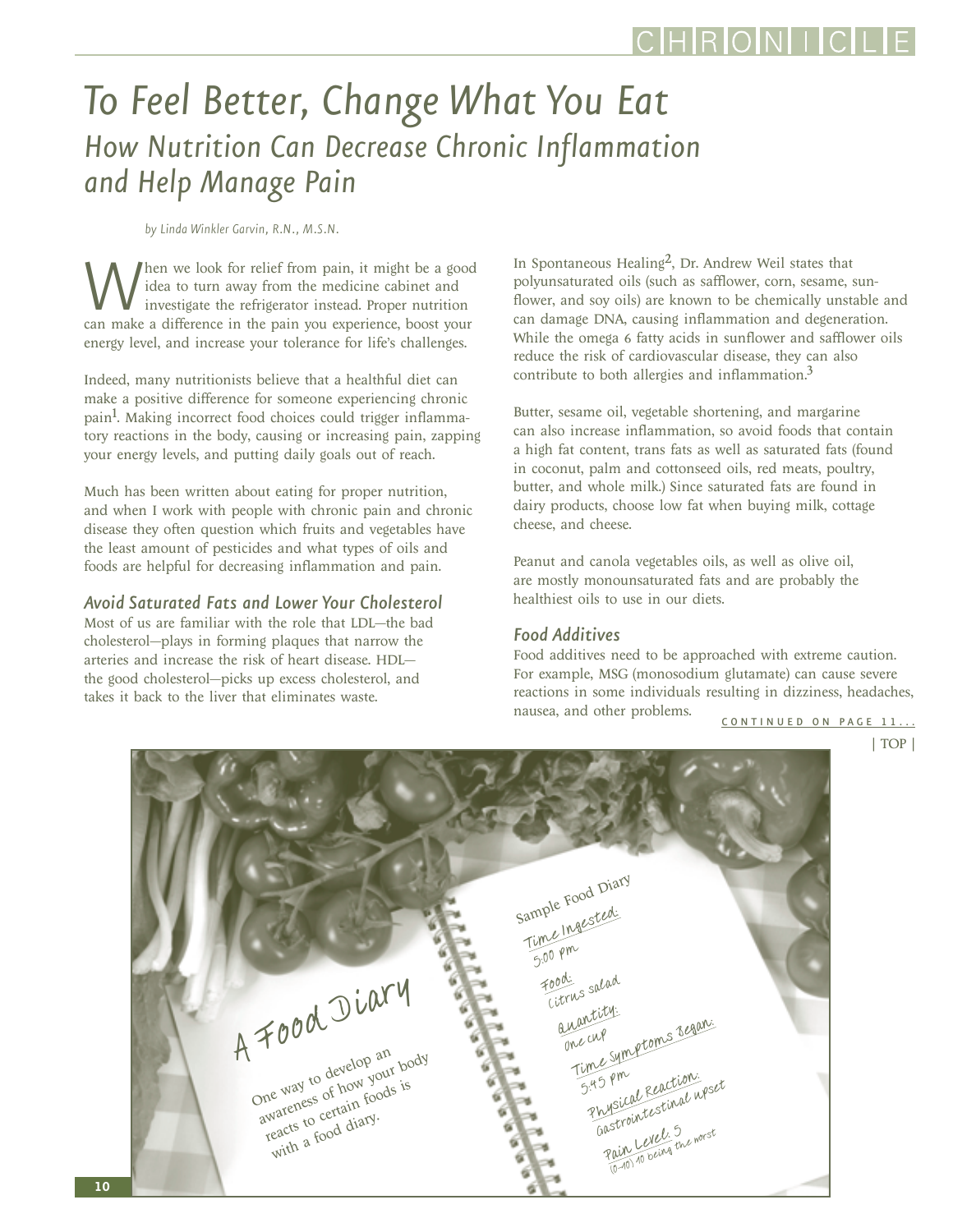# To Feel Better, Change What You Eat

## How Nutrition Can Decrease Chronic Inflammation and Help Manage Pain

*by Linda Winkler Garvin, R.N., M.S.N.*

When we look for relief from pain, it might be a good idea to turn away from the medicine cabinet and investigate the refrigerator instead. Proper nutrition can make a difference in the pain you experience, boost your energy level, and increase your tolerance for life's challenges.

Indeed, many nutritionists believe that a healthful diet can make a positive difference for someone experiencing chronic pain[1]. Making incorrect food choices could trigger inflammatory reactions in the body, causing or increasing pain, zapping your energy levels, and putting daily goals out of reach.

Much has been written about eating for proper nutrition, and when I work with people with chronic pain and chronic disease they often question which fruits and vegetables have the least amount of pesticides and what types of oils and foods are helpful for decreasing inflammation and pain.

### *Avoid Saturated Fats and Lower Your Cholesterol*

Most of us are familiar with the role that LDL—the bad cholesterol—plays in forming plaques that narrow the arteries and increase the risk of heart disease. HDL—the good cholesterol—picks up excess cholesterol, and takes it back to the liver that eliminates waste.

In Spontaneous Healing[2], Dr. Andrew Weil states that polyunsaturated oils (such as safflower, corn, sesame, sunflower, and soy oils) are known to be chemically unstable and can damage DNA, causing inflammation and degeneration. While the omega 6 fatty acids in sunflower and safflower oils reduce the risk of cardiovascular disease, they can also contribute to both allergies and inflammation.[3]

Butter, sesame oil, vegetable shortening, and margarine can also increase inflammation, so avoid foods that contain a high fat content, trans fats as well as saturated fats (found in coconut, palm and cottonseed oils, red meats, poultry, butter, and whole milk.) Since saturated fats are found in dairy products, choose low fat when buying milk, cottage cheese, and cheese.

Peanut and canola vegetables oils, as well as olive oil, are mostly monounsaturated fats and are probably the healthiest oils to use in our diets.

### *Food Additives*

Food additives need to be approached with extreme caution. For example, MSG (monosodium glutamate) can cause severe reactions in some individuals resulting in dizziness, headaches, nausea, and other problems.

CONTINUED ON PAGE 11...

| TOP |

**A Food Diary**

One way to develop an awareness of how your body reacts to certain foods is with a food diary.

**Sample Food Diary**

Time Ingested: 5:00 pm

Food: Citrus salad

Quantity: One cup

Time Symptoms Began: 5:45 pm

Physical Reaction: Gastrointestinal upset

Pain Level: 5 (0–10) 10 being the worst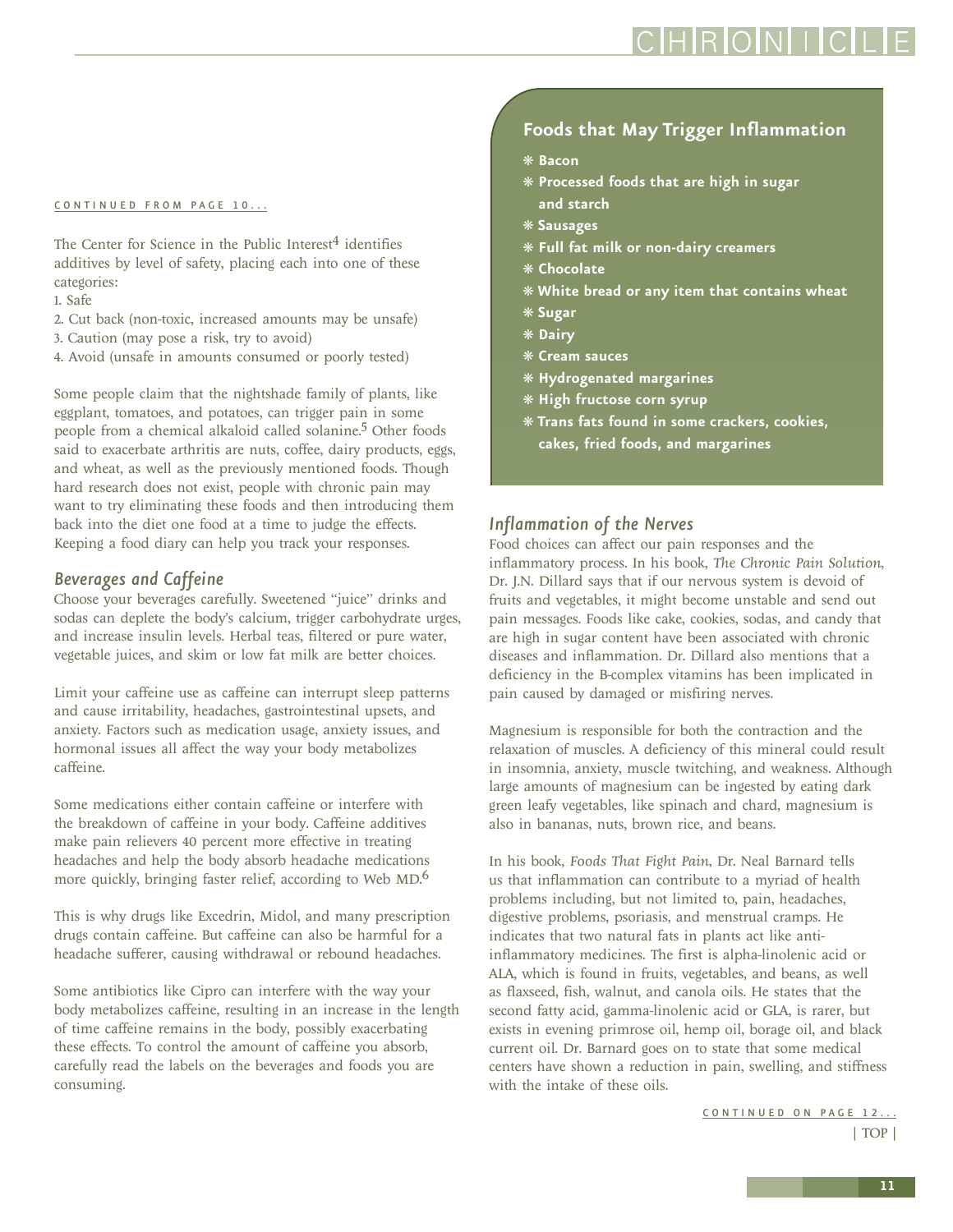CONTINUED FROM PAGE 10...

The Center for Science in the Public Interest[4] identifies additives by level of safety, placing each into one of these categories:

1. Safe
2. Cut back (non-toxic, increased amounts may be unsafe)
3. Caution (may pose a risk, try to avoid)
4. Avoid (unsafe in amounts consumed or poorly tested)

Some people claim that the nightshade family of plants, like eggplant, tomatoes, and potatoes, can trigger pain in some people from a chemical alkaloid called solanine.[5] Other foods said to exacerbate arthritis are nuts, coffee, dairy products, eggs, and wheat, as well as the previously mentioned foods. Though hard research does not exist, people with chronic pain may want to try eliminating these foods and then introducing them back into the diet one food at a time to judge the effects. Keeping a food diary can help you track your responses.

### *Beverages and Caffeine*

Choose your beverages carefully. Sweetened "juice" drinks and sodas can deplete the body's calcium, trigger carbohydrate urges, and increase insulin levels. Herbal teas, filtered or pure water, vegetable juices, and skim or low fat milk are better choices.

Limit your caffeine use as caffeine can interrupt sleep patterns and cause irritability, headaches, gastrointestinal upsets, and anxiety. Factors such as medication usage, anxiety issues, and hormonal issues all affect the way your body metabolizes caffeine.

Some medications either contain caffeine or interfere with the breakdown of caffeine in your body. Caffeine additives make pain relievers 40 percent more effective in treating headaches and help the body absorb headache medications more quickly, bringing faster relief, according to Web MD.[6]

This is why drugs like Excedrin, Midol, and many prescription drugs contain caffeine. But caffeine can also be harmful for a headache sufferer, causing withdrawal or rebound headaches.

Some antibiotics like Cipro can interfere with the way your body metabolizes caffeine, resulting in an increase in the length of time caffeine remains in the body, possibly exacerbating these effects. To control the amount of caffeine you absorb, carefully read the labels on the beverages and foods you are consuming.

### Foods that May Trigger Inflammation

- **Bacon**
- **Processed foods that are high in sugar and starch**
- **Sausages**
- **Full fat milk or non-dairy creamers**
- **Chocolate**
- **White bread or any item that contains wheat**
- **Sugar**
- **Dairy**
- **Cream sauces**
- **Hydrogenated margarines**
- **High fructose corn syrup**
- **Trans fats found in some crackers, cookies, cakes, fried foods, and margarines**

### *Inflammation of the Nerves*

Food choices can affect our pain responses and the inflammatory process. In his book, *The Chronic Pain Solution*, Dr. J.N. Dillard says that if our nervous system is devoid of fruits and vegetables, it might become unstable and send out pain messages. Foods like cake, cookies, sodas, and candy that are high in sugar content have been associated with chronic diseases and inflammation. Dr. Dillard also mentions that a deficiency in the B-complex vitamins has been implicated in pain caused by damaged or misfiring nerves.

Magnesium is responsible for both the contraction and the relaxation of muscles. A deficiency of this mineral could result in insomnia, anxiety, muscle twitching, and weakness. Although large amounts of magnesium can be ingested by eating dark green leafy vegetables, like spinach and chard, magnesium is also in bananas, nuts, brown rice, and beans.

In his book, *Foods That Fight Pain*, Dr. Neal Barnard tells us that inflammation can contribute to a myriad of health problems including, but not limited to, pain, headaches, digestive problems, psoriasis, and menstrual cramps. He indicates that two natural fats in plants act like anti-inflammatory medicines. The first is alpha-linolenic acid or ALA, which is found in fruits, vegetables, and beans, as well as flaxseed, fish, walnut, and canola oils. He states that the second fatty acid, gamma-linolenic acid or GLA, is rarer, but exists in evening primrose oil, hemp oil, borage oil, and black current oil. Dr. Barnard goes on to state that some medical centers have shown a reduction in pain, swelling, and stiffness with the intake of these oils.

CONTINUED ON PAGE 12...

| TOP |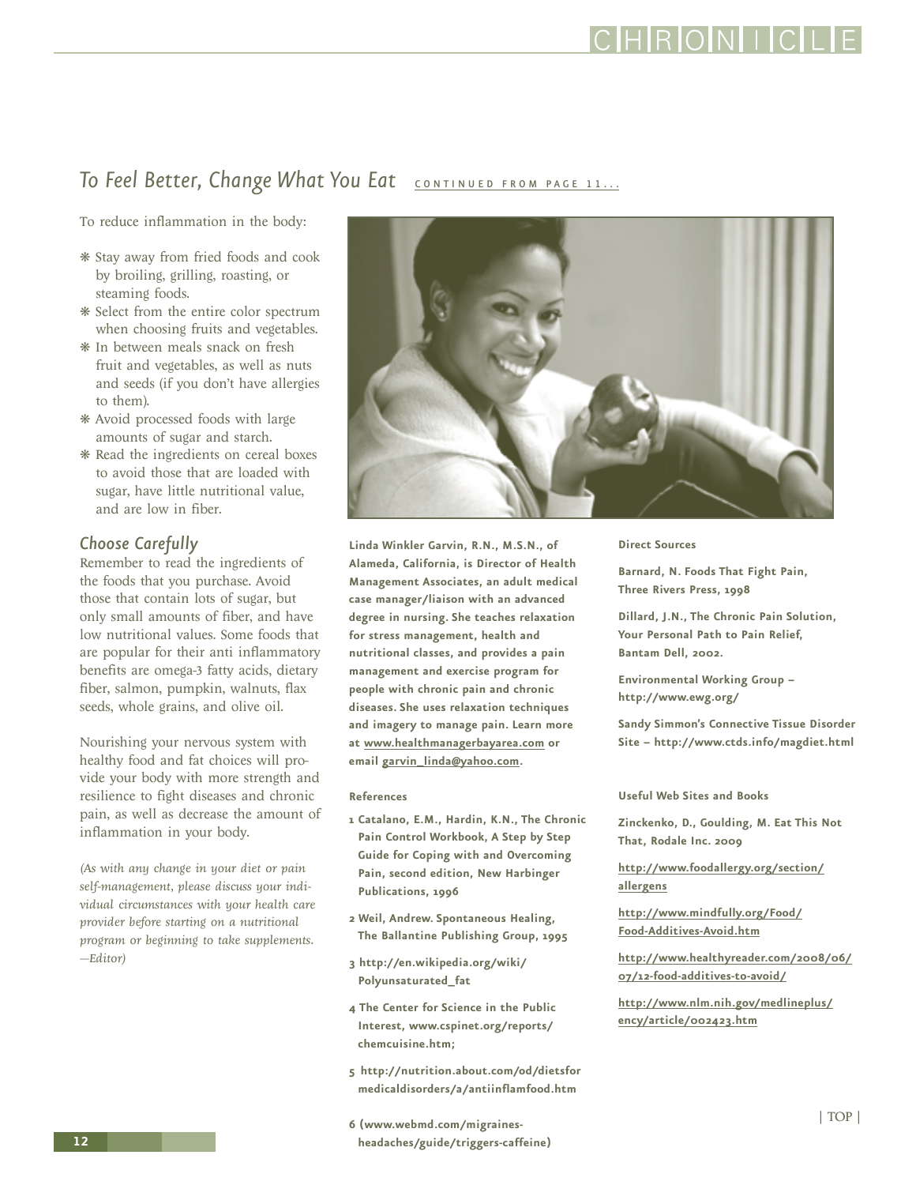## *To Feel Better, Change What You Eat* CONTINUED FROM PAGE 11...

To reduce inflammation in the body:

- Stay away from fried foods and cook by broiling, grilling, roasting, or steaming foods.
- Select from the entire color spectrum when choosing fruits and vegetables.
- In between meals snack on fresh fruit and vegetables, as well as nuts and seeds (if you don't have allergies to them).
- Avoid processed foods with large amounts of sugar and starch.
- Read the ingredients on cereal boxes to avoid those that are loaded with sugar, have little nutritional value, and are low in fiber.

### *Choose Carefully*

Remember to read the ingredients of the foods that you purchase. Avoid those that contain lots of sugar, but only small amounts of fiber, and have low nutritional values. Some foods that are popular for their anti inflammatory benefits are omega-3 fatty acids, dietary fiber, salmon, pumpkin, walnuts, flax seeds, whole grains, and olive oil.

Nourishing your nervous system with healthy food and fat choices will provide your body with more strength and resilience to fight diseases and chronic pain, as well as decrease the amount of inflammation in your body.

*(As with any change in your diet or pain self-management, please discuss your individual circumstances with your health care provider before starting on a nutritional program or beginning to take supplements. —Editor)*

**Linda Winkler Garvin, R.N., M.S.N., of Alameda, California, is Director of Health Management Associates, an adult medical case manager/liaison with an advanced degree in nursing. She teaches relaxation for stress management, health and nutritional classes, and provides a pain management and exercise program for people with chronic pain and chronic diseases. She uses relaxation techniques and imagery to manage pain. Learn more at www.healthmanagerbayarea.com or email garvin_linda@yahoo.com.**

**References**

1. Catalano, E.M., Hardin, K.N., The Chronic Pain Control Workbook, A Step by Step Guide for Coping with and Overcoming Pain, second edition, New Harbinger Publications, 1996
2. Weil, Andrew. Spontaneous Healing, The Ballantine Publishing Group, 1995
3. http://en.wikipedia.org/wiki/Polyunsaturated_fat
4. The Center for Science in the Public Interest, www.cspinet.org/reports/chemcuisine.htm;
5. http://nutrition.about.com/od/dietsformedicaldisorders/a/antiinflamfood.htm
6. (www.webmd.com/migraines-headaches/guide/triggers-caffeine)

**Direct Sources**

Barnard, N. Foods That Fight Pain, Three Rivers Press, 1998

Dillard, J.N., The Chronic Pain Solution, Your Personal Path to Pain Relief, Bantam Dell, 2002.

Environmental Working Group – http://www.ewg.org/

Sandy Simmon's Connective Tissue Disorder Site – http://www.ctds.info/magdiet.html

**Useful Web Sites and Books**

Zinckenko, D., Goulding, M. Eat This Not That, Rodale Inc. 2009

http://www.foodallergy.org/section/allergens

http://www.mindfully.org/Food/Food-Additives-Avoid.htm

http://www.healthyreader.com/2008/06/07/12-food-additives-to-avoid/

http://www.nlm.nih.gov/medlineplus/ency/article/002423.htm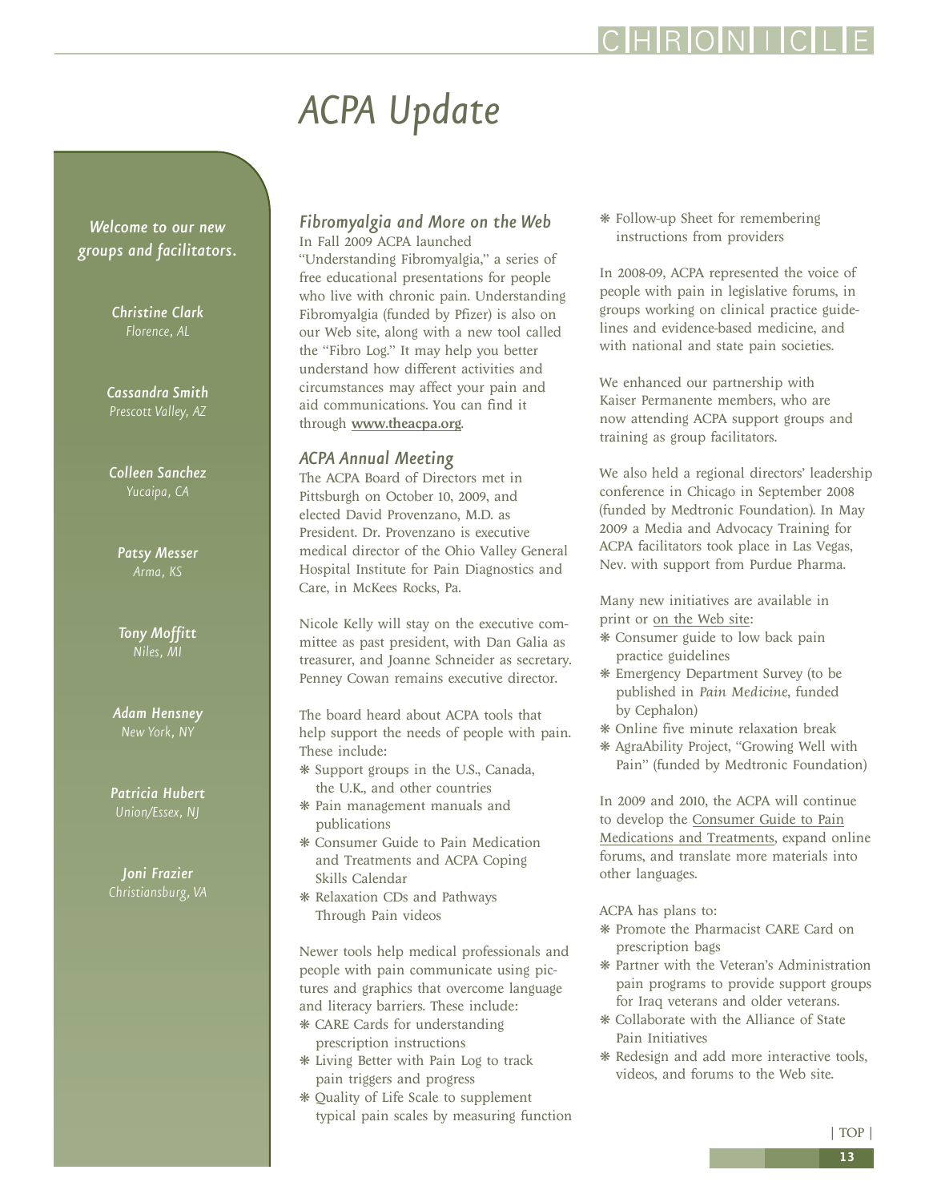# ACPA Update

*Welcome to our new groups and facilitators.*

***Christine Clark***
*Florence, AL*

***Cassandra Smith***
*Prescott Valley, AZ*

***Colleen Sanchez***
*Yucaipa, CA*

***Patsy Messer***
*Arma, KS*

***Tony Moffitt***
*Niles, MI*

***Adam Hensney***
*New York, NY*

***Patricia Hubert***
*Union/Essex, NJ*

***Joni Frazier***
*Christiansburg, VA*

### *Fibromyalgia and More on the Web*

In Fall 2009 ACPA launched "Understanding Fibromyalgia," a series of free educational presentations for people who live with chronic pain. Understanding Fibromyalgia (funded by Pfizer) is also on our Web site, along with a new tool called the "Fibro Log." It may help you better understand how different activities and circumstances may affect your pain and aid communications. You can find it through **www.theacpa.org**.

### *ACPA Annual Meeting*

The ACPA Board of Directors met in Pittsburgh on October 10, 2009, and elected David Provenzano, M.D. as President. Dr. Provenzano is executive medical director of the Ohio Valley General Hospital Institute for Pain Diagnostics and Care, in McKees Rocks, Pa.

Nicole Kelly will stay on the executive committee as past president, with Dan Galia as treasurer, and Joanne Schneider as secretary. Penney Cowan remains executive director.

The board heard about ACPA tools that help support the needs of people with pain. These include:

- Support groups in the U.S., Canada, the U.K., and other countries
- Pain management manuals and publications
- Consumer Guide to Pain Medication and Treatments and ACPA Coping Skills Calendar
- Relaxation CDs and Pathways Through Pain videos

Newer tools help medical professionals and people with pain communicate using pictures and graphics that overcome language and literacy barriers. These include:

- CARE Cards for understanding prescription instructions
- Living Better with Pain Log to track pain triggers and progress
- Quality of Life Scale to supplement typical pain scales by measuring function
- Follow-up Sheet for remembering instructions from providers

In 2008-09, ACPA represented the voice of people with pain in legislative forums, in groups working on clinical practice guidelines and evidence-based medicine, and with national and state pain societies.

We enhanced our partnership with Kaiser Permanente members, who are now attending ACPA support groups and training as group facilitators.

We also held a regional directors' leadership conference in Chicago in September 2008 (funded by Medtronic Foundation). In May 2009 a Media and Advocacy Training for ACPA facilitators took place in Las Vegas, Nev. with support from Purdue Pharma.

Many new initiatives are available in print or on the Web site:

- Consumer guide to low back pain practice guidelines
- Emergency Department Survey (to be published in *Pain Medicine*, funded by Cephalon)
- Online five minute relaxation break
- AgraAbility Project, "Growing Well with Pain" (funded by Medtronic Foundation)

In 2009 and 2010, the ACPA will continue to develop the Consumer Guide to Pain Medications and Treatments, expand online forums, and translate more materials into other languages.

ACPA has plans to:

- Promote the Pharmacist CARE Card on prescription bags
- Partner with the Veteran's Administration pain programs to provide support groups for Iraq veterans and older veterans.
- Collaborate with the Alliance of State Pain Initiatives
- Redesign and add more interactive tools, videos, and forums to the Web site.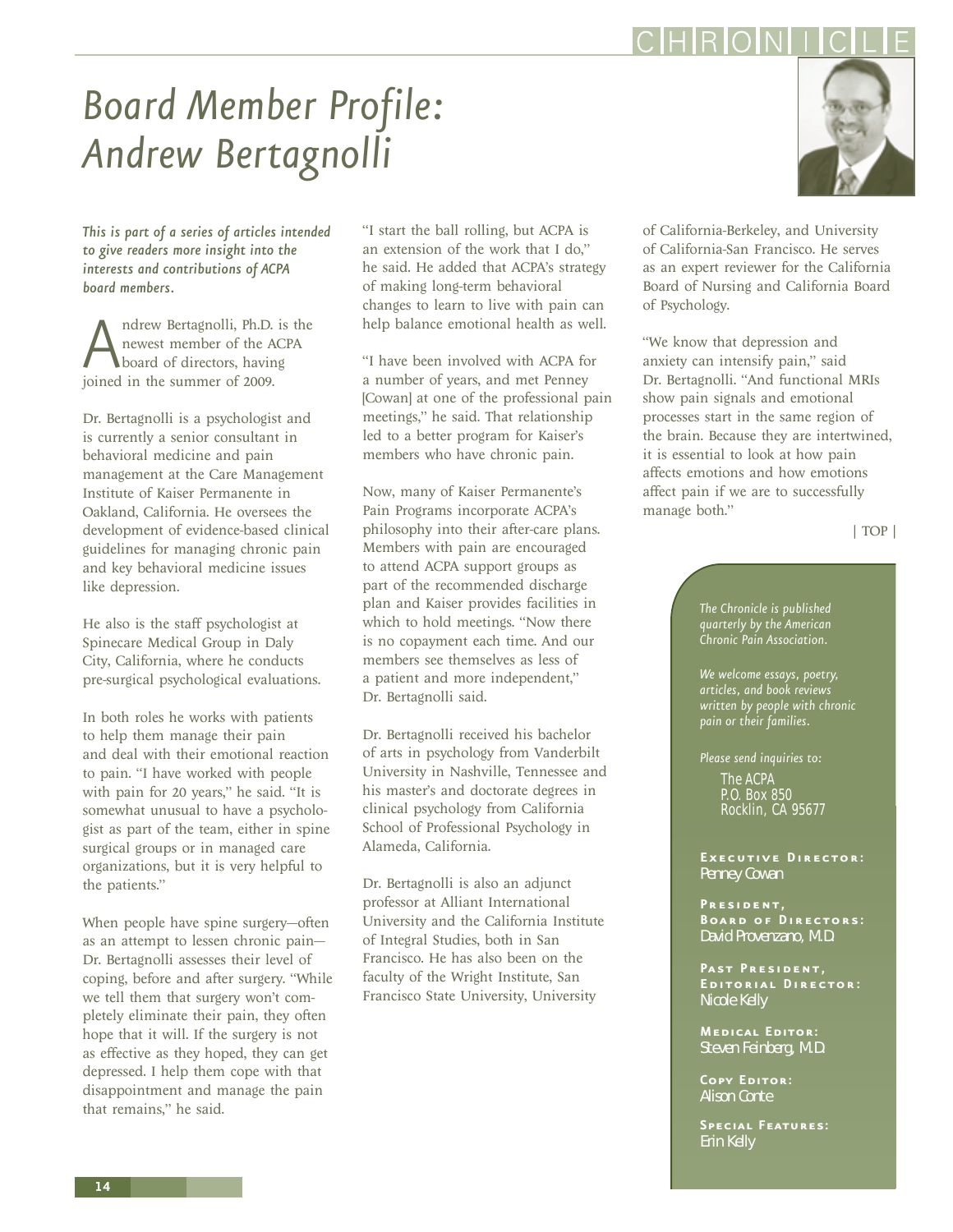# Board Member Profile: Andrew Bertagnolli

*This is part of a series of articles intended to give readers more insight into the interests and contributions of ACPA board members.*

Andrew Bertagnolli, Ph.D. is the newest member of the ACPA board of directors, having joined in the summer of 2009.

Dr. Bertagnolli is a psychologist and is currently a senior consultant in behavioral medicine and pain management at the Care Management Institute of Kaiser Permanente in Oakland, California. He oversees the development of evidence-based clinical guidelines for managing chronic pain and key behavioral medicine issues like depression.

He also is the staff psychologist at Spinecare Medical Group in Daly City, California, where he conducts pre-surgical psychological evaluations.

In both roles he works with patients to help them manage their pain and deal with their emotional reaction to pain. "I have worked with people with pain for 20 years," he said. "It is somewhat unusual to have a psychologist as part of the team, either in spine surgical groups or in managed care organizations, but it is very helpful to the patients."

When people have spine surgery—often as an attempt to lessen chronic pain—Dr. Bertagnolli assesses their level of coping, before and after surgery. "While we tell them that surgery won't completely eliminate their pain, they often hope that it will. If the surgery is not as effective as they hoped, they can get depressed. I help them cope with that disappointment and manage the pain that remains," he said.

"I start the ball rolling, but ACPA is an extension of the work that I do," he said. He added that ACPA's strategy of making long-term behavioral changes to learn to live with pain can help balance emotional health as well.

"I have been involved with ACPA for a number of years, and met Penney [Cowan] at one of the professional pain meetings," he said. That relationship led to a better program for Kaiser's members who have chronic pain.

Now, many of Kaiser Permanente's Pain Programs incorporate ACPA's philosophy into their after-care plans. Members with pain are encouraged to attend ACPA support groups as part of the recommended discharge plan and Kaiser provides facilities in which to hold meetings. "Now there is no copayment each time. And our members see themselves as less of a patient and more independent," Dr. Bertagnolli said.

Dr. Bertagnolli received his bachelor of arts in psychology from Vanderbilt University in Nashville, Tennessee and his master's and doctorate degrees in clinical psychology from California School of Professional Psychology in Alameda, California.

Dr. Bertagnolli is also an adjunct professor at Alliant International University and the California Institute of Integral Studies, both in San Francisco. He has also been on the faculty of the Wright Institute, San Francisco State University, University of California-Berkeley, and University of California-San Francisco. He serves as an expert reviewer for the California Board of Nursing and California Board of Psychology.

"We know that depression and anxiety can intensify pain," said Dr. Bertagnolli. "And functional MRIs show pain signals and emotional processes start in the same region of the brain. Because they are intertwined, it is essential to look at how pain affects emotions and how emotions affect pain if we are to successfully manage both."

| TOP |

*The Chronicle is published quarterly by the American Chronic Pain Association.*

*We welcome essays, poetry, articles, and book reviews written by people with chronic pain or their families.*

*Please send inquiries to:*

The ACPA
P.O. Box 850
Rocklin, CA 95677

**Executive Director:**
Penney Cowan

**President, Board of Directors:**
David Provenzano, M.D.

**Past President, Editorial Director:**
Nicole Kelly

**Medical Editor:**
Steven Feinberg, M.D.

**Copy Editor:**
Alison Conte

**Special Features:**
Erin Kelly